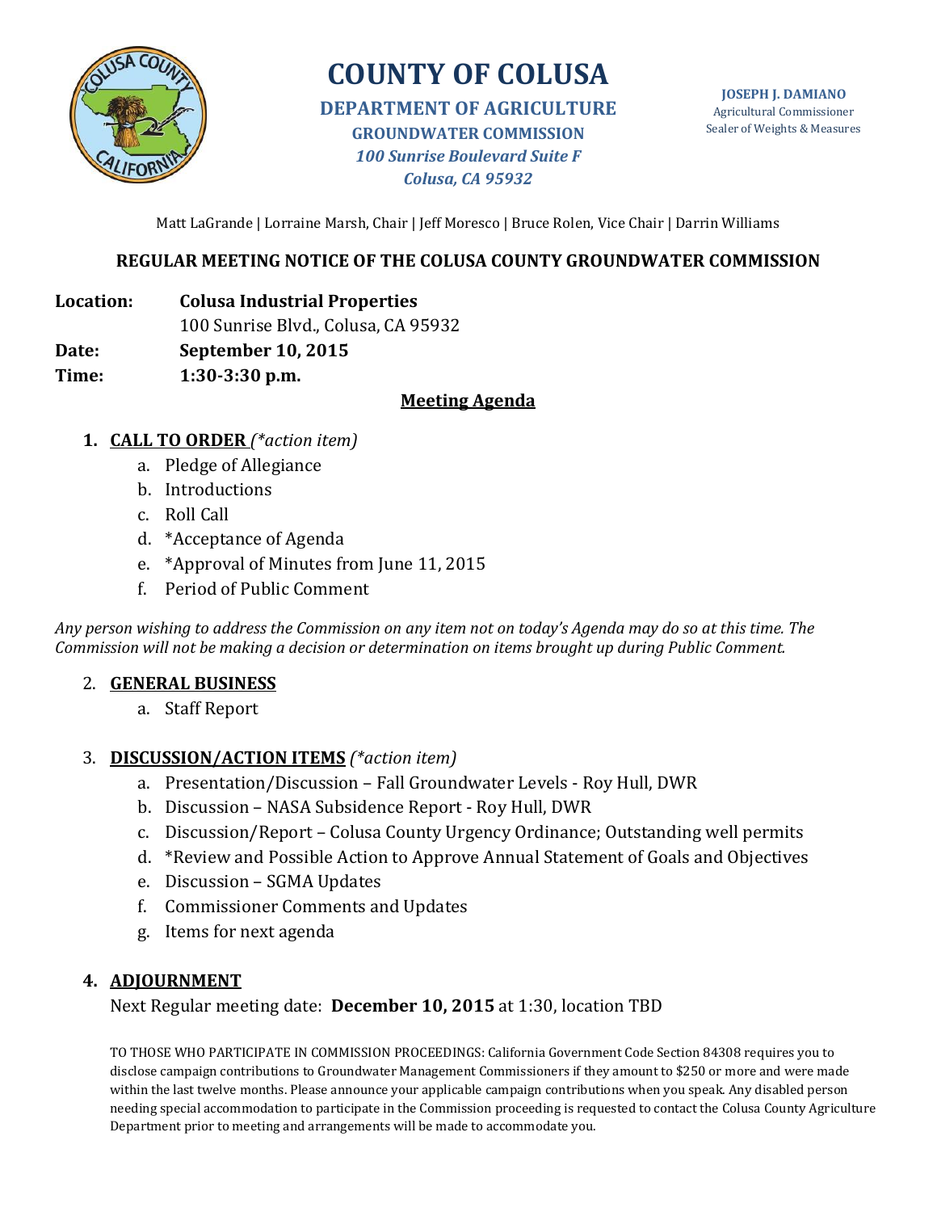# COUNTY OF COLUSA

## DEPARTMENT OF AGRICULTURE

### GROUNDWATER COMMISSION

*100 Sunrise Boulevard Suite F*
*Colusa, CA 95932*

**JOSEPH J. DAMIANO**
Agricultural Commissioner
Sealer of Weights & Measures

Matt LaGrande | Lorraine Marsh, Chair | Jeff Moresco | Bruce Rolen, Vice Chair | Darrin Williams

## REGULAR MEETING NOTICE OF THE COLUSA COUNTY GROUNDWATER COMMISSION

**Location:** **Colusa Industrial Properties**
100 Sunrise Blvd., Colusa, CA 95932
**Date:** **September 10, 2015**
**Time:** **1:30-3:30 p.m.**

**Meeting Agenda**

1. **CALL TO ORDER** *(*action item)*
   a. Pledge of Allegiance
   b. Introductions
   c. Roll Call
   d. *Acceptance of Agenda
   e. *Approval of Minutes from June 11, 2015
   f. Period of Public Comment

*Any person wishing to address the Commission on any item not on today's Agenda may do so at this time. The Commission will not be making a decision or determination on items brought up during Public Comment.*

2. **GENERAL BUSINESS**
   a. Staff Report

3. **DISCUSSION/ACTION ITEMS** *(*action item)*
   a. Presentation/Discussion – Fall Groundwater Levels - Roy Hull, DWR
   b. Discussion – NASA Subsidence Report - Roy Hull, DWR
   c. Discussion/Report – Colusa County Urgency Ordinance; Outstanding well permits
   d. *Review and Possible Action to Approve Annual Statement of Goals and Objectives
   e. Discussion – SGMA Updates
   f. Commissioner Comments and Updates
   g. Items for next agenda

4. **ADJOURNMENT**
   Next Regular meeting date: **December 10, 2015** at 1:30, location TBD

TO THOSE WHO PARTICIPATE IN COMMISSION PROCEEDINGS: California Government Code Section 84308 requires you to disclose campaign contributions to Groundwater Management Commissioners if they amount to $250 or more and were made within the last twelve months. Please announce your applicable campaign contributions when you speak. Any disabled person needing special accommodation to participate in the Commission proceeding is requested to contact the Colusa County Agriculture Department prior to meeting and arrangements will be made to accommodate you.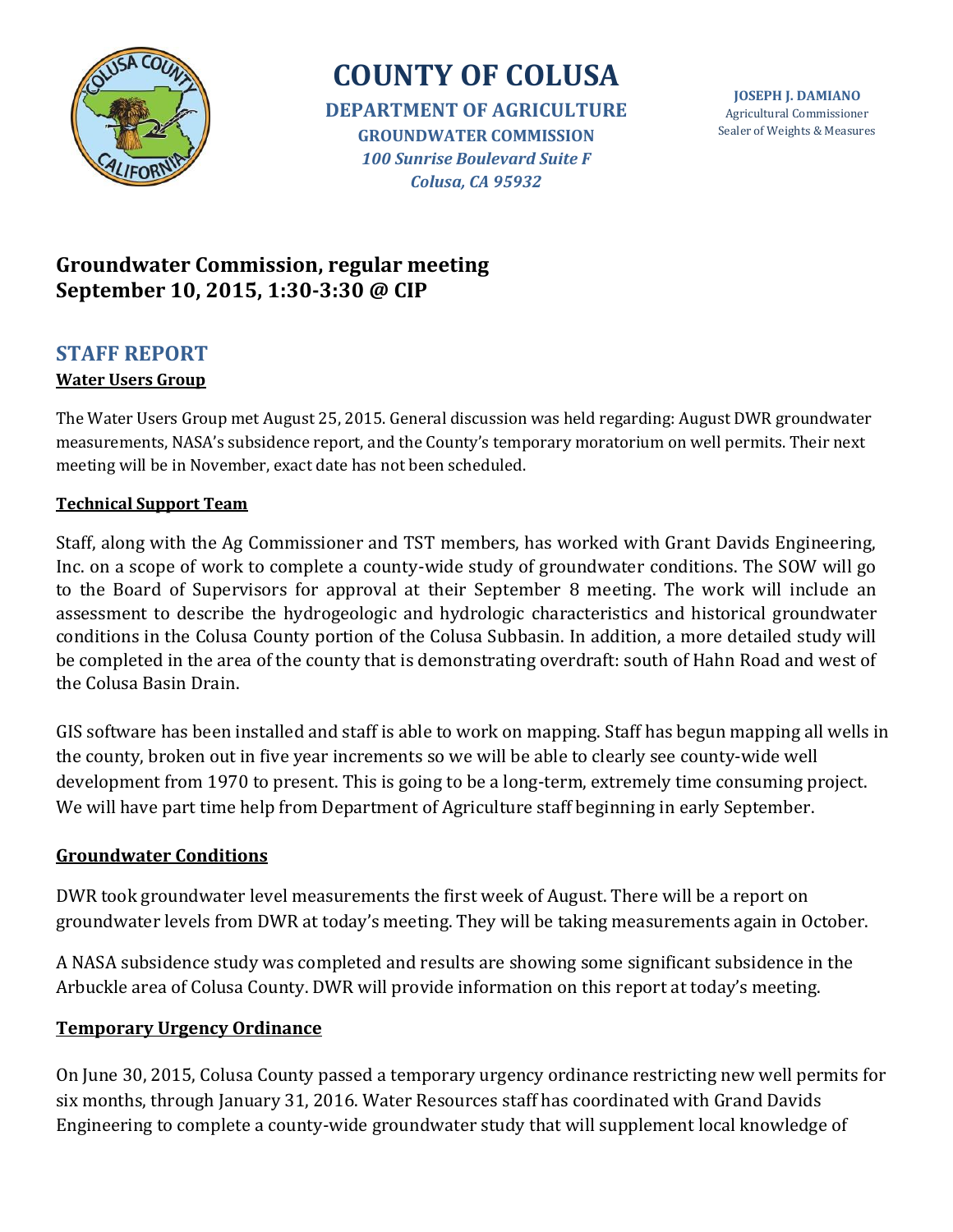# COUNTY OF COLUSA

**DEPARTMENT OF AGRICULTURE**
**GROUNDWATER COMMISSION**
*100 Sunrise Boulevard Suite F*
*Colusa, CA 95932*

**JOSEPH J. DAMIANO**
Agricultural Commissioner
Sealer of Weights & Measures

## Groundwater Commission, regular meeting
## September 10, 2015, 1:30-3:30 @ CIP

## STAFF REPORT

### Water Users Group

The Water Users Group met August 25, 2015. General discussion was held regarding: August DWR groundwater measurements, NASA's subsidence report, and the County's temporary moratorium on well permits. Their next meeting will be in November, exact date has not been scheduled.

### Technical Support Team

Staff, along with the Ag Commissioner and TST members, has worked with Grant Davids Engineering, Inc. on a scope of work to complete a county-wide study of groundwater conditions. The SOW will go to the Board of Supervisors for approval at their September 8 meeting. The work will include an assessment to describe the hydrogeologic and hydrologic characteristics and historical groundwater conditions in the Colusa County portion of the Colusa Subbasin. In addition, a more detailed study will be completed in the area of the county that is demonstrating overdraft: south of Hahn Road and west of the Colusa Basin Drain.

GIS software has been installed and staff is able to work on mapping. Staff has begun mapping all wells in the county, broken out in five year increments so we will be able to clearly see county-wide well development from 1970 to present. This is going to be a long-term, extremely time consuming project. We will have part time help from Department of Agriculture staff beginning in early September.

### Groundwater Conditions

DWR took groundwater level measurements the first week of August. There will be a report on groundwater levels from DWR at today's meeting. They will be taking measurements again in October.

A NASA subsidence study was completed and results are showing some significant subsidence in the Arbuckle area of Colusa County. DWR will provide information on this report at today's meeting.

### Temporary Urgency Ordinance

On June 30, 2015, Colusa County passed a temporary urgency ordinance restricting new well permits for six months, through January 31, 2016. Water Resources staff has coordinated with Grand Davids Engineering to complete a county-wide groundwater study that will supplement local knowledge of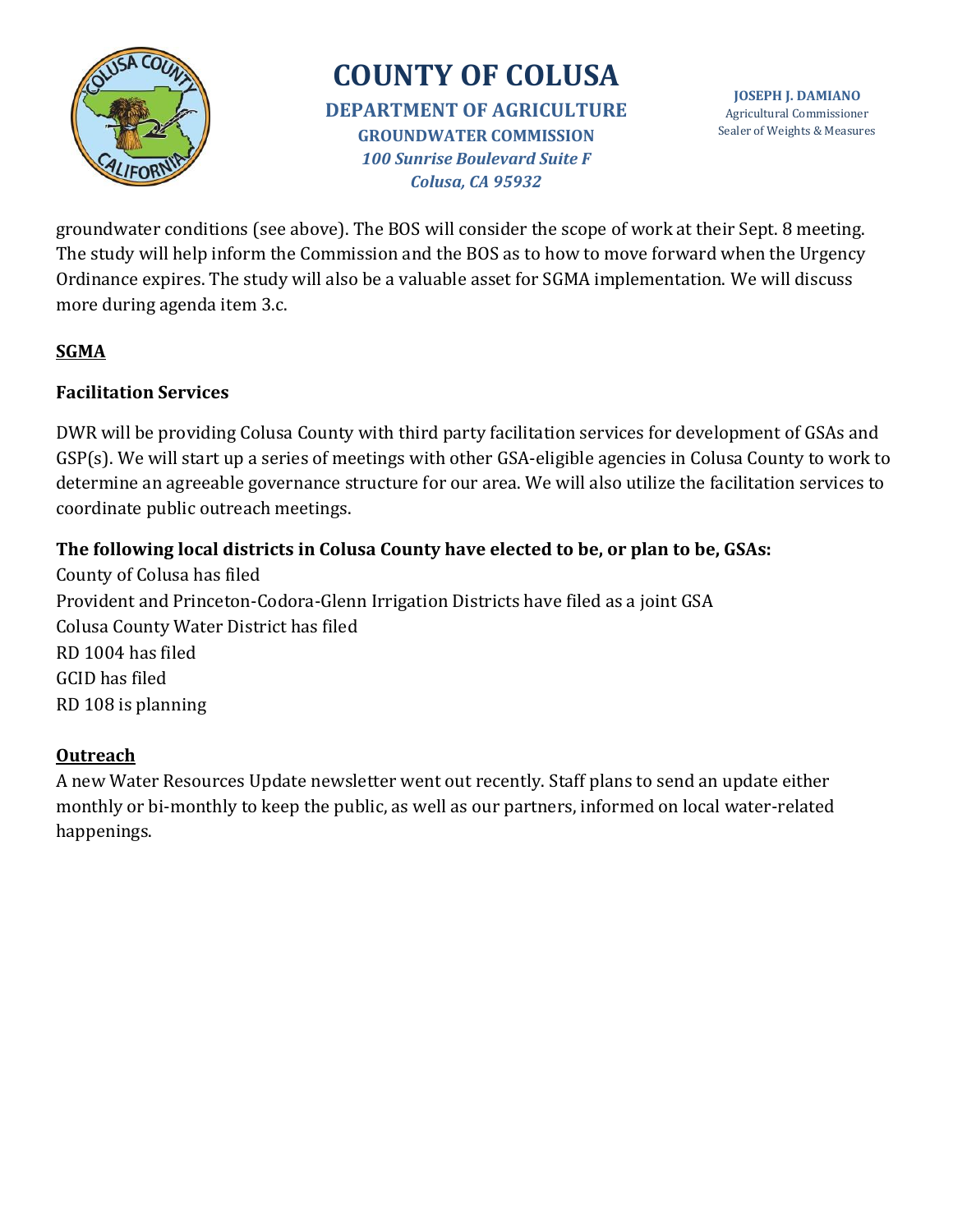# COUNTY OF COLUSA

**DEPARTMENT OF AGRICULTURE**
**GROUNDWATER COMMISSION**
***100 Sunrise Boulevard Suite F***
***Colusa, CA 95932***

**JOSEPH J. DAMIANO**
Agricultural Commissioner
Sealer of Weights & Measures

groundwater conditions (see above). The BOS will consider the scope of work at their Sept. 8 meeting. The study will help inform the Commission and the BOS as to how to move forward when the Urgency Ordinance expires. The study will also be a valuable asset for SGMA implementation. We will discuss more during agenda item 3.c.

## SGMA

### Facilitation Services

DWR will be providing Colusa County with third party facilitation services for development of GSAs and GSP(s). We will start up a series of meetings with other GSA-eligible agencies in Colusa County to work to determine an agreeable governance structure for our area. We will also utilize the facilitation services to coordinate public outreach meetings.

**The following local districts in Colusa County have elected to be, or plan to be, GSAs:**

County of Colusa has filed
Provident and Princeton-Codora-Glenn Irrigation Districts have filed as a joint GSA
Colusa County Water District has filed
RD 1004 has filed
GCID has filed
RD 108 is planning

## Outreach

A new Water Resources Update newsletter went out recently. Staff plans to send an update either monthly or bi-monthly to keep the public, as well as our partners, informed on local water-related happenings.